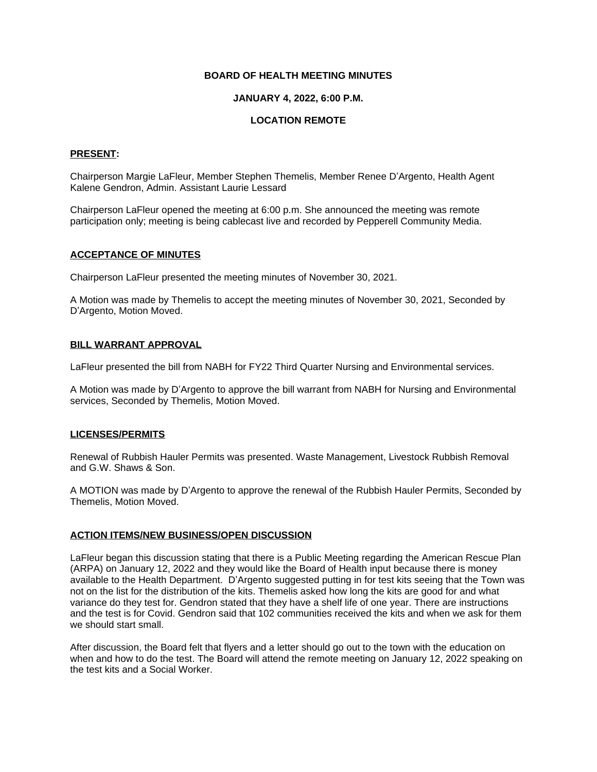# BOARD OF HEALTH MEETING MINUTES

## JANUARY 4, 2022, 6:00 P.M.

## LOCATION REMOTE

**PRESENT:**

Chairperson Margie LaFleur, Member Stephen Themelis, Member Renee D'Argento, Health Agent Kalene Gendron, Admin. Assistant Laurie Lessard

Chairperson LaFleur opened the meeting at 6:00 p.m. She announced the meeting was remote participation only; meeting is being cablecast live and recorded by Pepperell Community Media.

**ACCEPTANCE OF MINUTES**

Chairperson LaFleur presented the meeting minutes of November 30, 2021.

A Motion was made by Themelis to accept the meeting minutes of November 30, 2021, Seconded by D'Argento, Motion Moved.

**BILL WARRANT APPROVAL**

LaFleur presented the bill from NABH for FY22 Third Quarter Nursing and Environmental services.

A Motion was made by D'Argento to approve the bill warrant from NABH for Nursing and Environmental services, Seconded by Themelis, Motion Moved.

**LICENSES/PERMITS**

Renewal of Rubbish Hauler Permits was presented. Waste Management, Livestock Rubbish Removal and G.W. Shaws & Son.

A MOTION was made by D'Argento to approve the renewal of the Rubbish Hauler Permits, Seconded by Themelis, Motion Moved.

**ACTION ITEMS/NEW BUSINESS/OPEN DISCUSSION**

LaFleur began this discussion stating that there is a Public Meeting regarding the American Rescue Plan (ARPA) on January 12, 2022 and they would like the Board of Health input because there is money available to the Health Department. D'Argento suggested putting in for test kits seeing that the Town was not on the list for the distribution of the kits. Themelis asked how long the kits are good for and what variance do they test for. Gendron stated that they have a shelf life of one year. There are instructions and the test is for Covid. Gendron said that 102 communities received the kits and when we ask for them we should start small.

After discussion, the Board felt that flyers and a letter should go out to the town with the education on when and how to do the test. The Board will attend the remote meeting on January 12, 2022 speaking on the test kits and a Social Worker.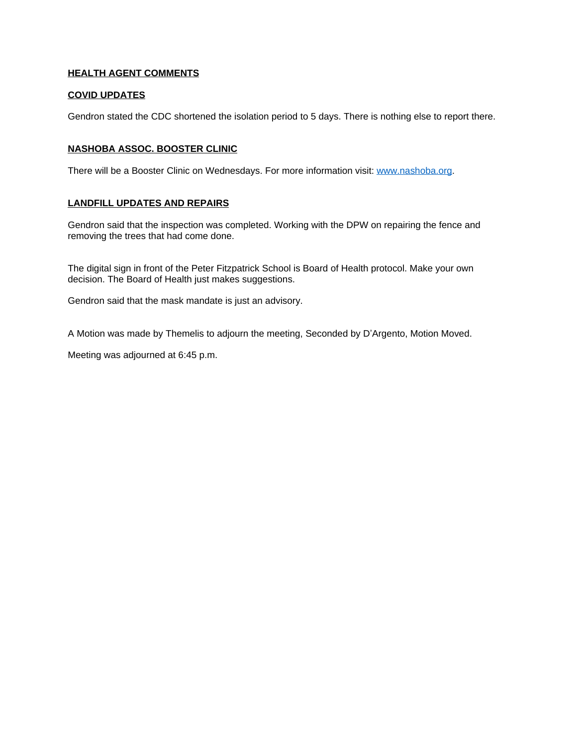**HEALTH AGENT COMMENTS**

**COVID UPDATES**

Gendron stated the CDC shortened the isolation period to 5 days. There is nothing else to report there.

**NASHOBA ASSOC. BOOSTER CLINIC**

There will be a Booster Clinic on Wednesdays. For more information visit: www.nashoba.org.

**LANDFILL UPDATES AND REPAIRS**

Gendron said that the inspection was completed. Working with the DPW on repairing the fence and removing the trees that had come done.

The digital sign in front of the Peter Fitzpatrick School is Board of Health protocol. Make your own decision. The Board of Health just makes suggestions.

Gendron said that the mask mandate is just an advisory.

A Motion was made by Themelis to adjourn the meeting, Seconded by D'Argento, Motion Moved.

Meeting was adjourned at 6:45 p.m.